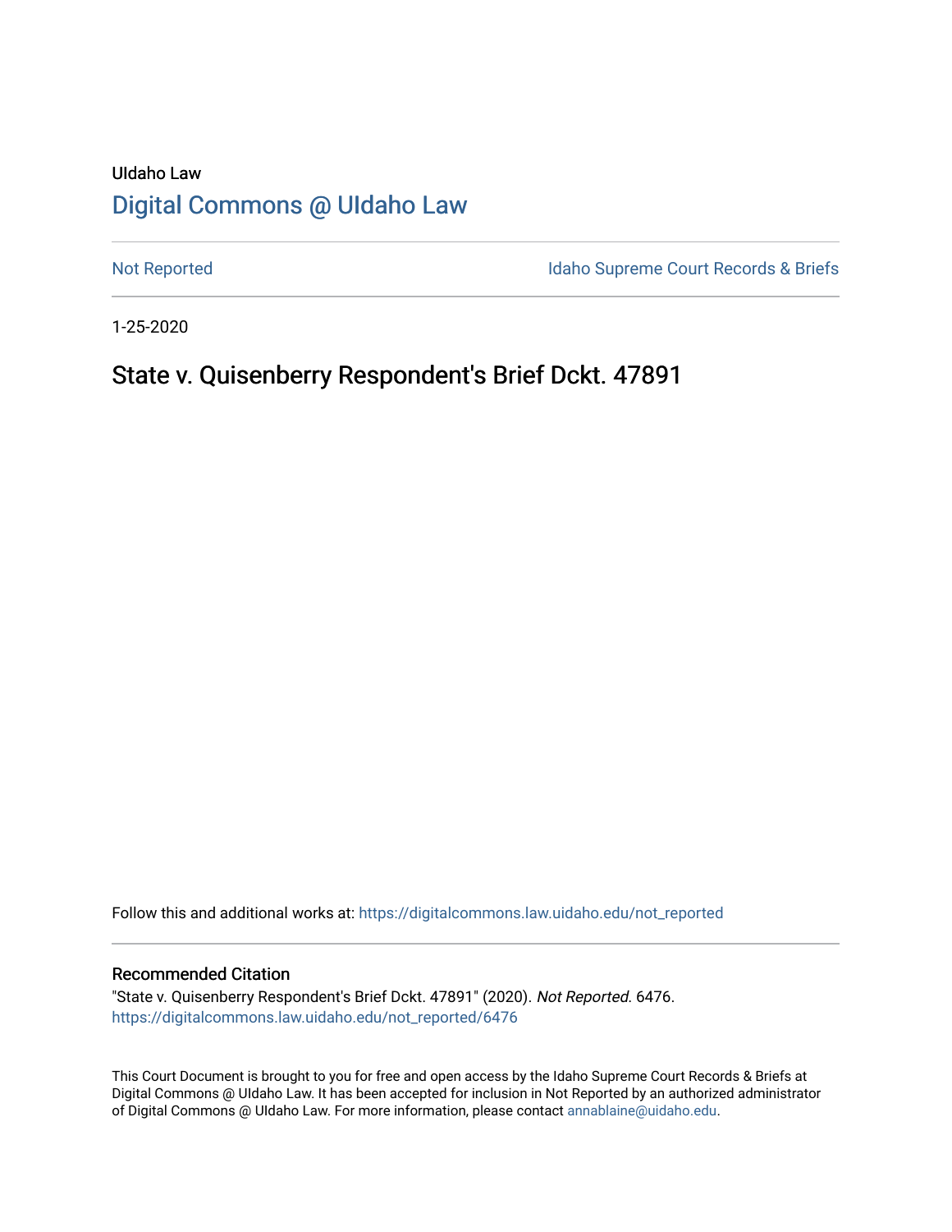UIdaho Law

# Digital Commons @ UIdaho Law

Not Reported

Idaho Supreme Court Records & Briefs

1-25-2020

## State v. Quisenberry Respondent's Brief Dckt. 47891

Follow this and additional works at: https://digitalcommons.law.uidaho.edu/not_reported

### Recommended Citation

"State v. Quisenberry Respondent's Brief Dckt. 47891" (2020). *Not Reported*. 6476.
https://digitalcommons.law.uidaho.edu/not_reported/6476

This Court Document is brought to you for free and open access by the Idaho Supreme Court Records & Briefs at Digital Commons @ UIdaho Law. It has been accepted for inclusion in Not Reported by an authorized administrator of Digital Commons @ UIdaho Law. For more information, please contact annablaine@uidaho.edu.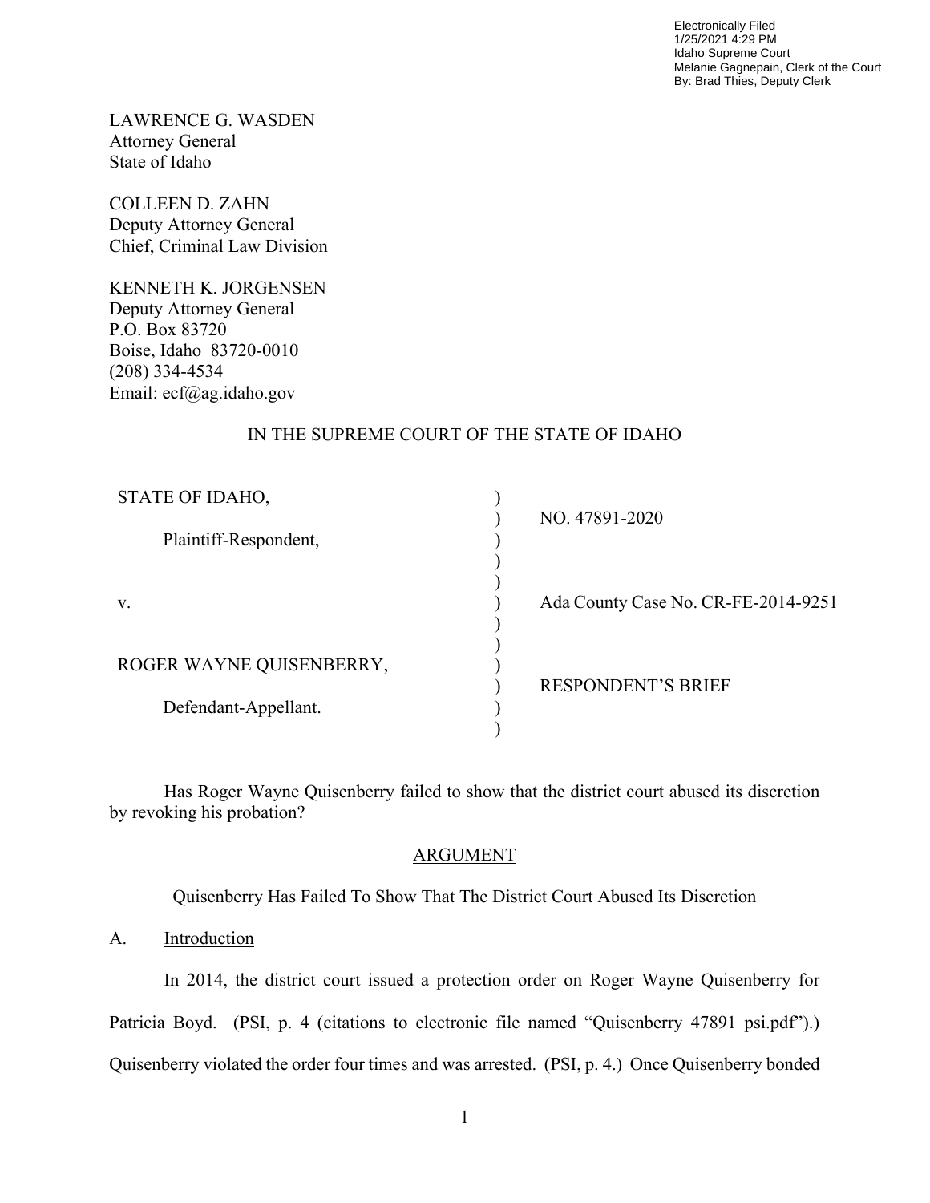Electronically Filed
1/25/2021 4:29 PM
Idaho Supreme Court
Melanie Gagnepain, Clerk of the Court
By: Brad Thies, Deputy Clerk

LAWRENCE G. WASDEN
Attorney General
State of Idaho

COLLEEN D. ZAHN
Deputy Attorney General
Chief, Criminal Law Division

KENNETH K. JORGENSEN
Deputy Attorney General
P.O. Box 83720
Boise, Idaho 83720-0010
(208) 334-4534
Email: ecf@ag.idaho.gov

IN THE SUPREME COURT OF THE STATE OF IDAHO

| | | |
|---|---|---|
| STATE OF IDAHO, | ) | NO. 47891-2020 |
| Plaintiff-Respondent, | ) | |
| v. | ) | Ada County Case No. CR-FE-2014-9251 |
| ROGER WAYNE QUISENBERRY, | ) | RESPONDENT'S BRIEF |
| Defendant-Appellant. | ) | |

Has Roger Wayne Quisenberry failed to show that the district court abused its discretion by revoking his probation?

## ARGUMENT

### Quisenberry Has Failed To Show That The District Court Abused Its Discretion

#### A. Introduction

In 2014, the district court issued a protection order on Roger Wayne Quisenberry for Patricia Boyd. (PSI, p. 4 (citations to electronic file named "Quisenberry 47891 psi.pdf").) Quisenberry violated the order four times and was arrested. (PSI, p. 4.) Once Quisenberry bonded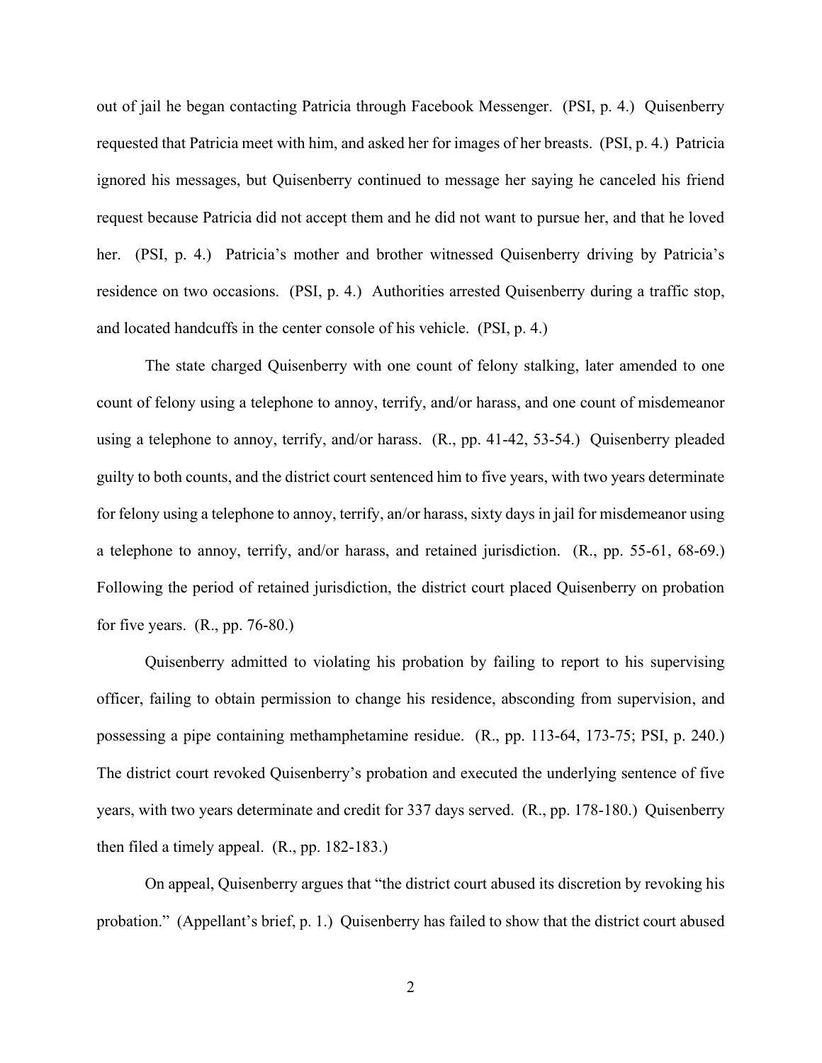out of jail he began contacting Patricia through Facebook Messenger. (PSI, p. 4.) Quisenberry requested that Patricia meet with him, and asked her for images of her breasts. (PSI, p. 4.) Patricia ignored his messages, but Quisenberry continued to message her saying he canceled his friend request because Patricia did not accept them and he did not want to pursue her, and that he loved her. (PSI, p. 4.) Patricia's mother and brother witnessed Quisenberry driving by Patricia's residence on two occasions. (PSI, p. 4.) Authorities arrested Quisenberry during a traffic stop, and located handcuffs in the center console of his vehicle. (PSI, p. 4.)

The state charged Quisenberry with one count of felony stalking, later amended to one count of felony using a telephone to annoy, terrify, and/or harass, and one count of misdemeanor using a telephone to annoy, terrify, and/or harass. (R., pp. 41-42, 53-54.) Quisenberry pleaded guilty to both counts, and the district court sentenced him to five years, with two years determinate for felony using a telephone to annoy, terrify, an/or harass, sixty days in jail for misdemeanor using a telephone to annoy, terrify, and/or harass, and retained jurisdiction. (R., pp. 55-61, 68-69.) Following the period of retained jurisdiction, the district court placed Quisenberry on probation for five years. (R., pp. 76-80.)

Quisenberry admitted to violating his probation by failing to report to his supervising officer, failing to obtain permission to change his residence, absconding from supervision, and possessing a pipe containing methamphetamine residue. (R., pp. 113-64, 173-75; PSI, p. 240.) The district court revoked Quisenberry's probation and executed the underlying sentence of five years, with two years determinate and credit for 337 days served. (R., pp. 178-180.) Quisenberry then filed a timely appeal. (R., pp. 182-183.)

On appeal, Quisenberry argues that "the district court abused its discretion by revoking his probation." (Appellant's brief, p. 1.) Quisenberry has failed to show that the district court abused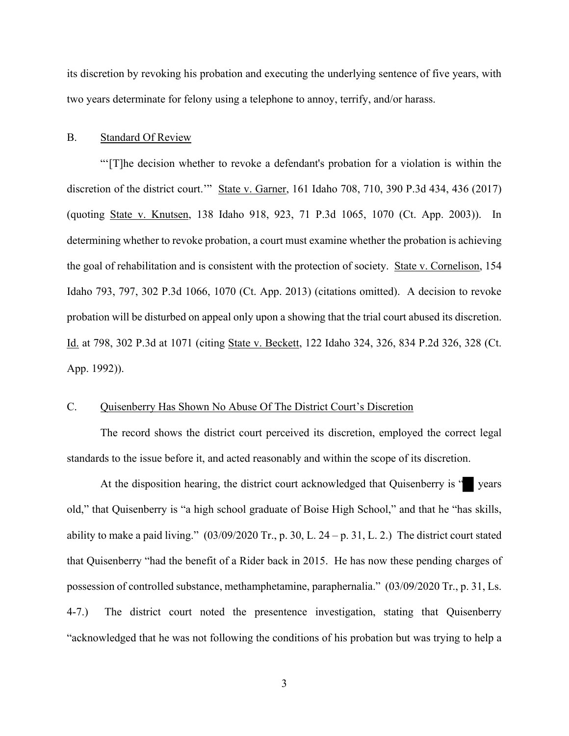its discretion by revoking his probation and executing the underlying sentence of five years, with two years determinate for felony using a telephone to annoy, terrify, and/or harass.

## B. Standard Of Review

"'[T]he decision whether to revoke a defendant's probation for a violation is within the discretion of the district court.'" State v. Garner, 161 Idaho 708, 710, 390 P.3d 434, 436 (2017) (quoting State v. Knutsen, 138 Idaho 918, 923, 71 P.3d 1065, 1070 (Ct. App. 2003)). In determining whether to revoke probation, a court must examine whether the probation is achieving the goal of rehabilitation and is consistent with the protection of society. State v. Cornelison, 154 Idaho 793, 797, 302 P.3d 1066, 1070 (Ct. App. 2013) (citations omitted). A decision to revoke probation will be disturbed on appeal only upon a showing that the trial court abused its discretion. Id. at 798, 302 P.3d at 1071 (citing State v. Beckett, 122 Idaho 324, 326, 834 P.2d 326, 328 (Ct. App. 1992)).

## C. Quisenberry Has Shown No Abuse Of The District Court's Discretion

The record shows the district court perceived its discretion, employed the correct legal standards to the issue before it, and acted reasonably and within the scope of its discretion.

At the disposition hearing, the district court acknowledged that Quisenberry is "█ years old," that Quisenberry is "a high school graduate of Boise High School," and that he "has skills, ability to make a paid living." (03/09/2020 Tr., p. 30, L. 24 – p. 31, L. 2.) The district court stated that Quisenberry "had the benefit of a Rider back in 2015. He has now these pending charges of possession of controlled substance, methamphetamine, paraphernalia." (03/09/2020 Tr., p. 31, Ls. 4-7.) The district court noted the presentence investigation, stating that Quisenberry "acknowledged that he was not following the conditions of his probation but was trying to help a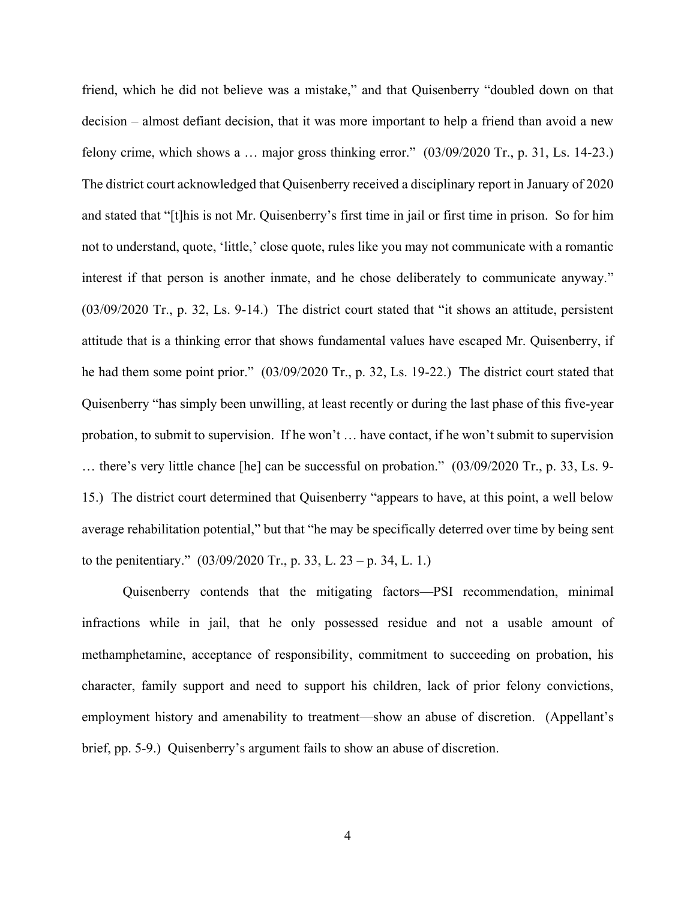friend, which he did not believe was a mistake," and that Quisenberry "doubled down on that decision – almost defiant decision, that it was more important to help a friend than avoid a new felony crime, which shows a … major gross thinking error." (03/09/2020 Tr., p. 31, Ls. 14-23.) The district court acknowledged that Quisenberry received a disciplinary report in January of 2020 and stated that "[t]his is not Mr. Quisenberry's first time in jail or first time in prison. So for him not to understand, quote, 'little,' close quote, rules like you may not communicate with a romantic interest if that person is another inmate, and he chose deliberately to communicate anyway." (03/09/2020 Tr., p. 32, Ls. 9-14.) The district court stated that "it shows an attitude, persistent attitude that is a thinking error that shows fundamental values have escaped Mr. Quisenberry, if he had them some point prior." (03/09/2020 Tr., p. 32, Ls. 19-22.) The district court stated that Quisenberry "has simply been unwilling, at least recently or during the last phase of this five-year probation, to submit to supervision. If he won't … have contact, if he won't submit to supervision … there's very little chance [he] can be successful on probation." (03/09/2020 Tr., p. 33, Ls. 9-15.) The district court determined that Quisenberry "appears to have, at this point, a well below average rehabilitation potential," but that "he may be specifically deterred over time by being sent to the penitentiary." (03/09/2020 Tr., p. 33, L. 23 – p. 34, L. 1.)

Quisenberry contends that the mitigating factors—PSI recommendation, minimal infractions while in jail, that he only possessed residue and not a usable amount of methamphetamine, acceptance of responsibility, commitment to succeeding on probation, his character, family support and need to support his children, lack of prior felony convictions, employment history and amenability to treatment—show an abuse of discretion. (Appellant's brief, pp. 5-9.) Quisenberry's argument fails to show an abuse of discretion.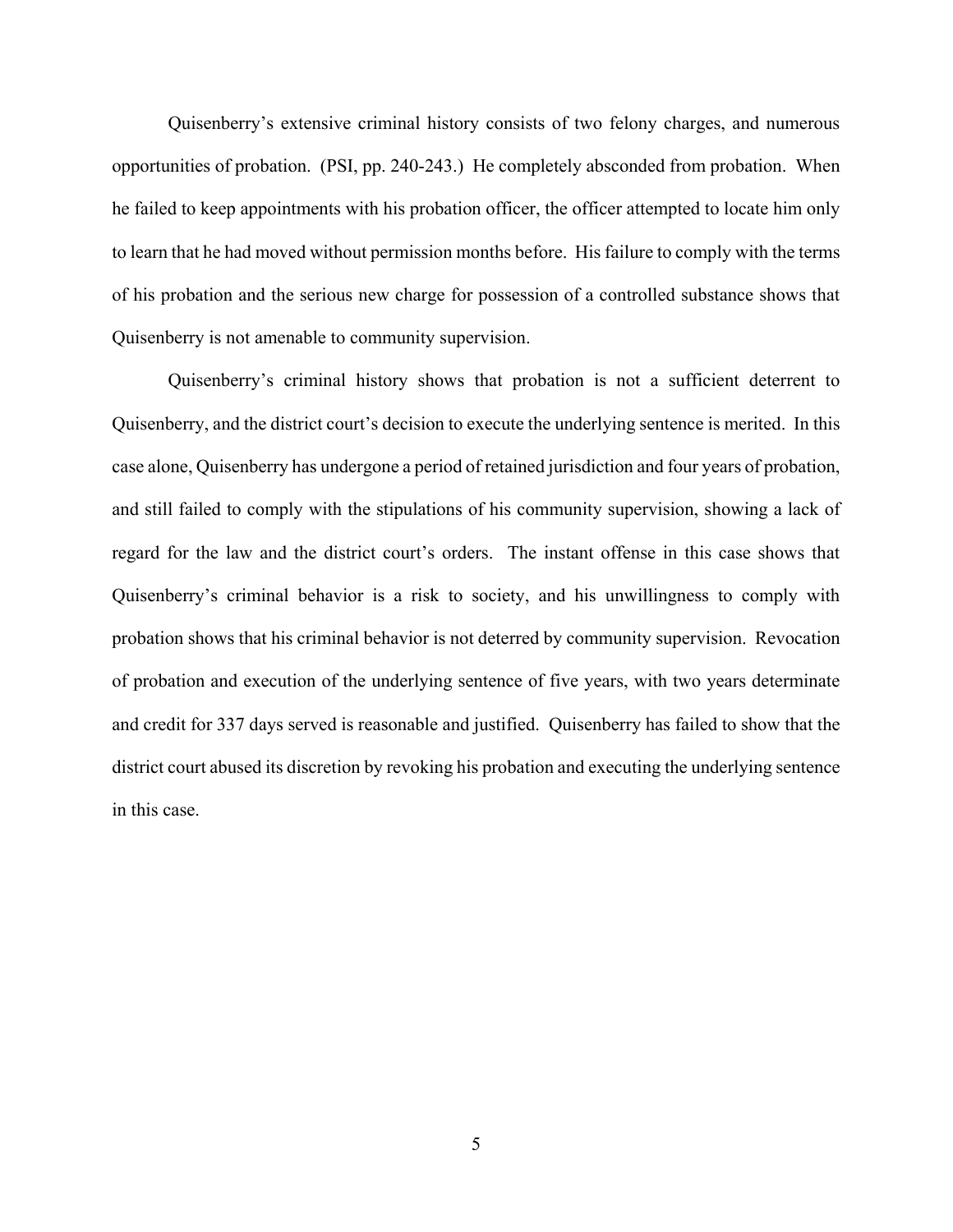Quisenberry's extensive criminal history consists of two felony charges, and numerous opportunities of probation. (PSI, pp. 240-243.) He completely absconded from probation. When he failed to keep appointments with his probation officer, the officer attempted to locate him only to learn that he had moved without permission months before. His failure to comply with the terms of his probation and the serious new charge for possession of a controlled substance shows that Quisenberry is not amenable to community supervision.

Quisenberry's criminal history shows that probation is not a sufficient deterrent to Quisenberry, and the district court's decision to execute the underlying sentence is merited. In this case alone, Quisenberry has undergone a period of retained jurisdiction and four years of probation, and still failed to comply with the stipulations of his community supervision, showing a lack of regard for the law and the district court's orders. The instant offense in this case shows that Quisenberry's criminal behavior is a risk to society, and his unwillingness to comply with probation shows that his criminal behavior is not deterred by community supervision. Revocation of probation and execution of the underlying sentence of five years, with two years determinate and credit for 337 days served is reasonable and justified. Quisenberry has failed to show that the district court abused its discretion by revoking his probation and executing the underlying sentence in this case.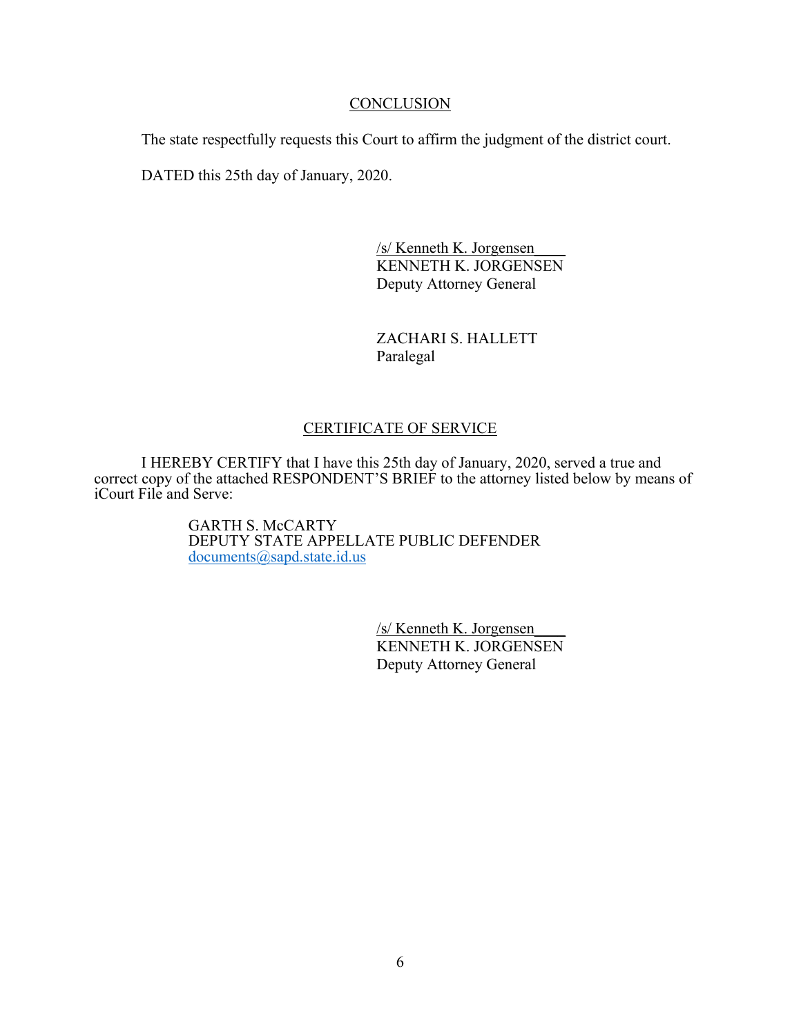## CONCLUSION

The state respectfully requests this Court to affirm the judgment of the district court.

DATED this 25th day of January, 2020.

/s/ Kenneth K. Jorgensen____
KENNETH K. JORGENSEN
Deputy Attorney General

ZACHARI S. HALLETT
Paralegal

## CERTIFICATE OF SERVICE

I HEREBY CERTIFY that I have this 25th day of January, 2020, served a true and correct copy of the attached RESPONDENT'S BRIEF to the attorney listed below by means of iCourt File and Serve:

GARTH S. McCARTY
DEPUTY STATE APPELLATE PUBLIC DEFENDER
documents@sapd.state.id.us

/s/ Kenneth K. Jorgensen____
KENNETH K. JORGENSEN
Deputy Attorney General